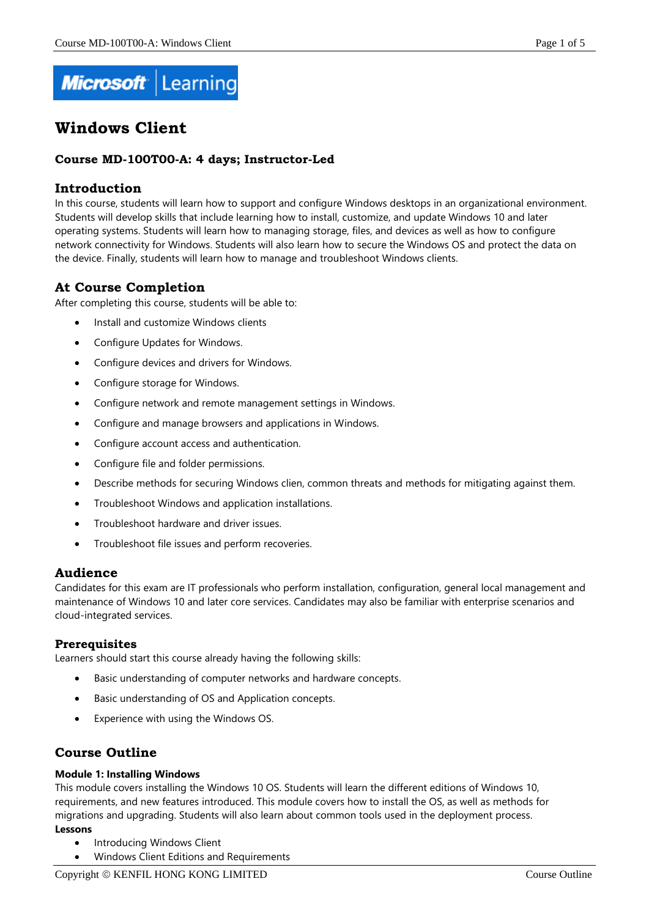# Windows Client

### Course MD-100T00-A: 4 days; Instructor-Led

## Introduction

In this course, students will learn how to support and configure Windows desktops in an organizational environment. Students will develop skills that include learning how to install, customize, and update Windows 10 and later operating systems. Students will learn how to managing storage, files, and devices as well as how to configure network connectivity for Windows. Students will also learn how to secure the Windows OS and protect the data on the device. Finally, students will learn how to manage and troubleshoot Windows clients.

## At Course Completion

After completing this course, students will be able to:

- Install and customize Windows clients
- Configure Updates for Windows.
- Configure devices and drivers for Windows.
- Configure storage for Windows.
- Configure network and remote management settings in Windows.
- Configure and manage browsers and applications in Windows.
- Configure account access and authentication.
- Configure file and folder permissions.
- Describe methods for securing Windows clien, common threats and methods for mitigating against them.
- Troubleshoot Windows and application installations.
- Troubleshoot hardware and driver issues.
- Troubleshoot file issues and perform recoveries.

## Audience

Candidates for this exam are IT professionals who perform installation, configuration, general local management and maintenance of Windows 10 and later core services. Candidates may also be familiar with enterprise scenarios and cloud-integrated services.

### Prerequisites

Learners should start this course already having the following skills:

- Basic understanding of computer networks and hardware concepts.
- Basic understanding of OS and Application concepts.
- Experience with using the Windows OS.

## Course Outline

**Module 1: Installing Windows**

This module covers installing the Windows 10 OS. Students will learn the different editions of Windows 10, requirements, and new features introduced. This module covers how to install the OS, as well as methods for migrations and upgrading. Students will also learn about common tools used in the deployment process.

**Lessons**

- Introducing Windows Client
- Windows Client Editions and Requirements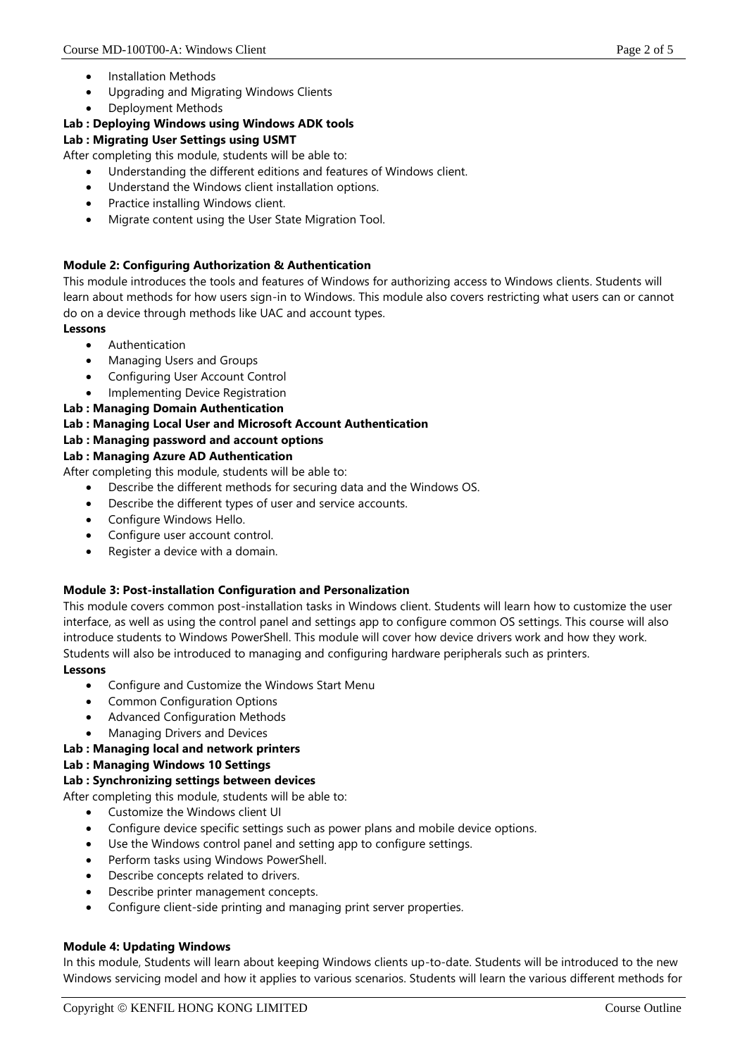- Installation Methods
- Upgrading and Migrating Windows Clients
- Deployment Methods

**Lab : Deploying Windows using Windows ADK tools**

**Lab : Migrating User Settings using USMT**

After completing this module, students will be able to:

- Understanding the different editions and features of Windows client.
- Understand the Windows client installation options.
- Practice installing Windows client.
- Migrate content using the User State Migration Tool.

**Module 2: Configuring Authorization & Authentication**

This module introduces the tools and features of Windows for authorizing access to Windows clients. Students will learn about methods for how users sign-in to Windows. This module also covers restricting what users can or cannot do on a device through methods like UAC and account types.

**Lessons**

- Authentication
- Managing Users and Groups
- Configuring User Account Control
- Implementing Device Registration

**Lab : Managing Domain Authentication**

**Lab : Managing Local User and Microsoft Account Authentication**

**Lab : Managing password and account options**

**Lab : Managing Azure AD Authentication**

After completing this module, students will be able to:

- Describe the different methods for securing data and the Windows OS.
- Describe the different types of user and service accounts.
- Configure Windows Hello.
- Configure user account control.
- Register a device with a domain.

**Module 3: Post-installation Configuration and Personalization**

This module covers common post-installation tasks in Windows client. Students will learn how to customize the user interface, as well as using the control panel and settings app to configure common OS settings. This course will also introduce students to Windows PowerShell. This module will cover how device drivers work and how they work. Students will also be introduced to managing and configuring hardware peripherals such as printers.

**Lessons**

- Configure and Customize the Windows Start Menu
- Common Configuration Options
- Advanced Configuration Methods
- Managing Drivers and Devices

**Lab : Managing local and network printers**

**Lab : Managing Windows 10 Settings**

**Lab : Synchronizing settings between devices**

After completing this module, students will be able to:

- Customize the Windows client UI
- Configure device specific settings such as power plans and mobile device options.
- Use the Windows control panel and setting app to configure settings.
- Perform tasks using Windows PowerShell.
- Describe concepts related to drivers.
- Describe printer management concepts.
- Configure client-side printing and managing print server properties.

**Module 4: Updating Windows**

In this module, Students will learn about keeping Windows clients up-to-date. Students will be introduced to the new Windows servicing model and how it applies to various scenarios. Students will learn the various different methods for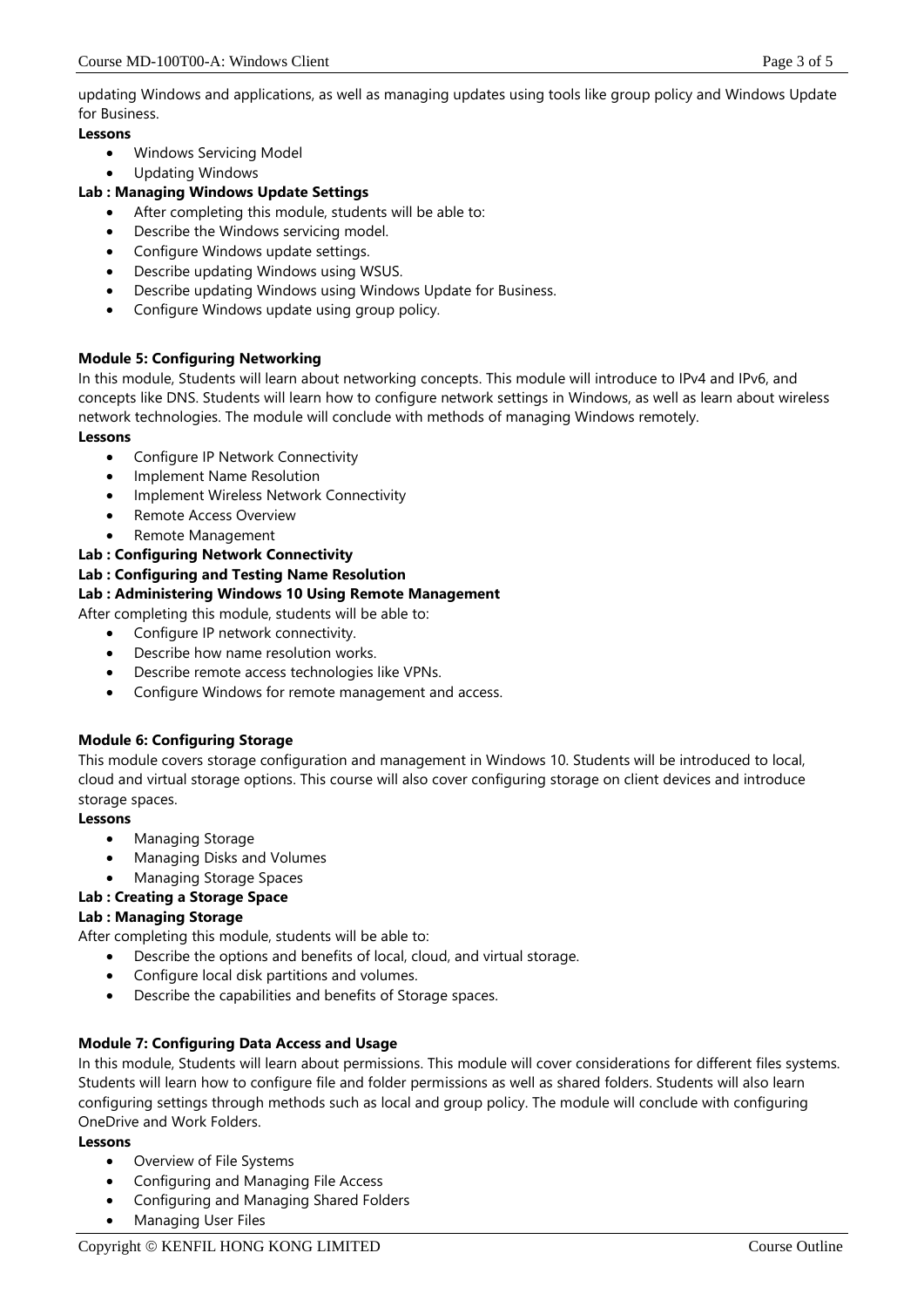updating Windows and applications, as well as managing updates using tools like group policy and Windows Update for Business.

**Lessons**

- Windows Servicing Model
- Updating Windows

**Lab : Managing Windows Update Settings**

- After completing this module, students will be able to:
- Describe the Windows servicing model.
- Configure Windows update settings.
- Describe updating Windows using WSUS.
- Describe updating Windows using Windows Update for Business.
- Configure Windows update using group policy.

**Module 5: Configuring Networking**

In this module, Students will learn about networking concepts. This module will introduce to IPv4 and IPv6, and concepts like DNS. Students will learn how to configure network settings in Windows, as well as learn about wireless network technologies. The module will conclude with methods of managing Windows remotely.

**Lessons**

- Configure IP Network Connectivity
- Implement Name Resolution
- Implement Wireless Network Connectivity
- Remote Access Overview
- Remote Management

**Lab : Configuring Network Connectivity**

**Lab : Configuring and Testing Name Resolution**

**Lab : Administering Windows 10 Using Remote Management**

After completing this module, students will be able to:

- Configure IP network connectivity.
- Describe how name resolution works.
- Describe remote access technologies like VPNs.
- Configure Windows for remote management and access.

**Module 6: Configuring Storage**

This module covers storage configuration and management in Windows 10. Students will be introduced to local, cloud and virtual storage options. This course will also cover configuring storage on client devices and introduce storage spaces.

**Lessons**

- Managing Storage
- Managing Disks and Volumes
- Managing Storage Spaces

**Lab : Creating a Storage Space**

**Lab : Managing Storage**

After completing this module, students will be able to:

- Describe the options and benefits of local, cloud, and virtual storage.
- Configure local disk partitions and volumes.
- Describe the capabilities and benefits of Storage spaces.

**Module 7: Configuring Data Access and Usage**

In this module, Students will learn about permissions. This module will cover considerations for different files systems. Students will learn how to configure file and folder permissions as well as shared folders. Students will also learn configuring settings through methods such as local and group policy. The module will conclude with configuring OneDrive and Work Folders.

**Lessons**

- Overview of File Systems
- Configuring and Managing File Access
- Configuring and Managing Shared Folders
- Managing User Files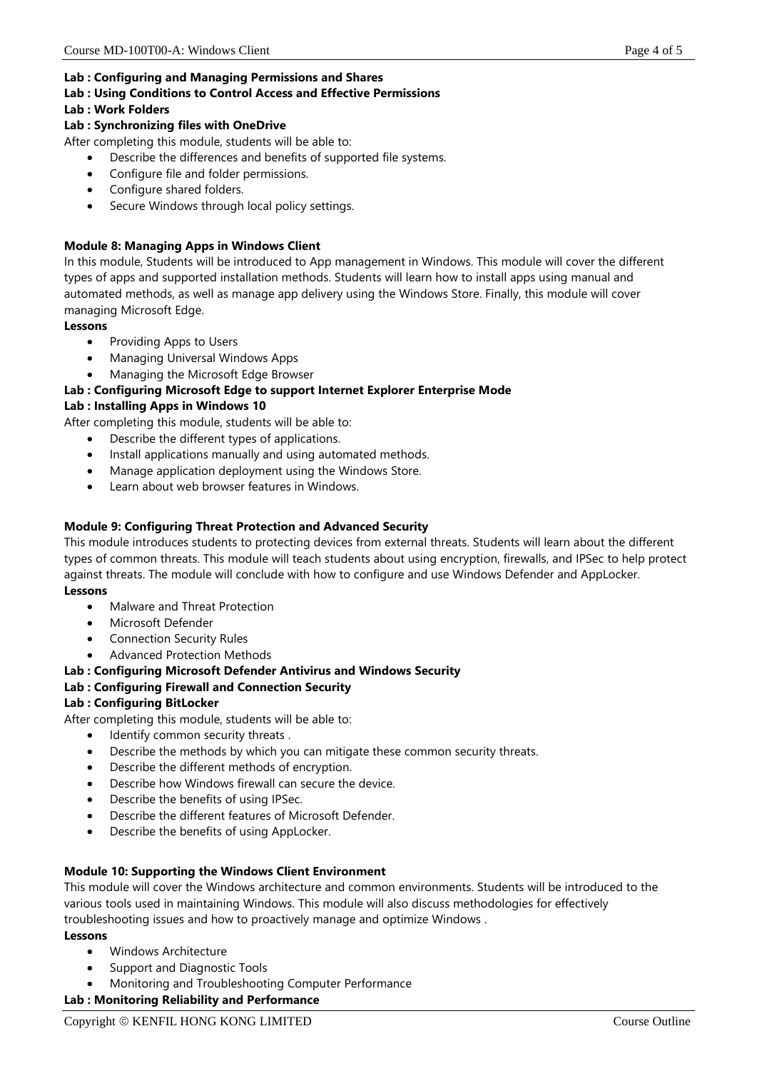**Lab : Configuring and Managing Permissions and Shares**
**Lab : Using Conditions to Control Access and Effective Permissions**
**Lab : Work Folders**
**Lab : Synchronizing files with OneDrive**

After completing this module, students will be able to:

- Describe the differences and benefits of supported file systems.
- Configure file and folder permissions.
- Configure shared folders.
- Secure Windows through local policy settings.

**Module 8: Managing Apps in Windows Client**

In this module, Students will be introduced to App management in Windows. This module will cover the different types of apps and supported installation methods. Students will learn how to install apps using manual and automated methods, as well as manage app delivery using the Windows Store. Finally, this module will cover managing Microsoft Edge.

**Lessons**

- Providing Apps to Users
- Managing Universal Windows Apps
- Managing the Microsoft Edge Browser

**Lab : Configuring Microsoft Edge to support Internet Explorer Enterprise Mode**
**Lab : Installing Apps in Windows 10**

After completing this module, students will be able to:

- Describe the different types of applications.
- Install applications manually and using automated methods.
- Manage application deployment using the Windows Store.
- Learn about web browser features in Windows.

**Module 9: Configuring Threat Protection and Advanced Security**

This module introduces students to protecting devices from external threats. Students will learn about the different types of common threats. This module will teach students about using encryption, firewalls, and IPSec to help protect against threats. The module will conclude with how to configure and use Windows Defender and AppLocker.

**Lessons**

- Malware and Threat Protection
- Microsoft Defender
- Connection Security Rules
- Advanced Protection Methods

**Lab : Configuring Microsoft Defender Antivirus and Windows Security**
**Lab : Configuring Firewall and Connection Security**
**Lab : Configuring BitLocker**

After completing this module, students will be able to:

- Identify common security threats .
- Describe the methods by which you can mitigate these common security threats.
- Describe the different methods of encryption.
- Describe how Windows firewall can secure the device.
- Describe the benefits of using IPSec.
- Describe the different features of Microsoft Defender.
- Describe the benefits of using AppLocker.

**Module 10: Supporting the Windows Client Environment**

This module will cover the Windows architecture and common environments. Students will be introduced to the various tools used in maintaining Windows. This module will also discuss methodologies for effectively troubleshooting issues and how to proactively manage and optimize Windows .

**Lessons**

- Windows Architecture
- Support and Diagnostic Tools
- Monitoring and Troubleshooting Computer Performance

**Lab : Monitoring Reliability and Performance**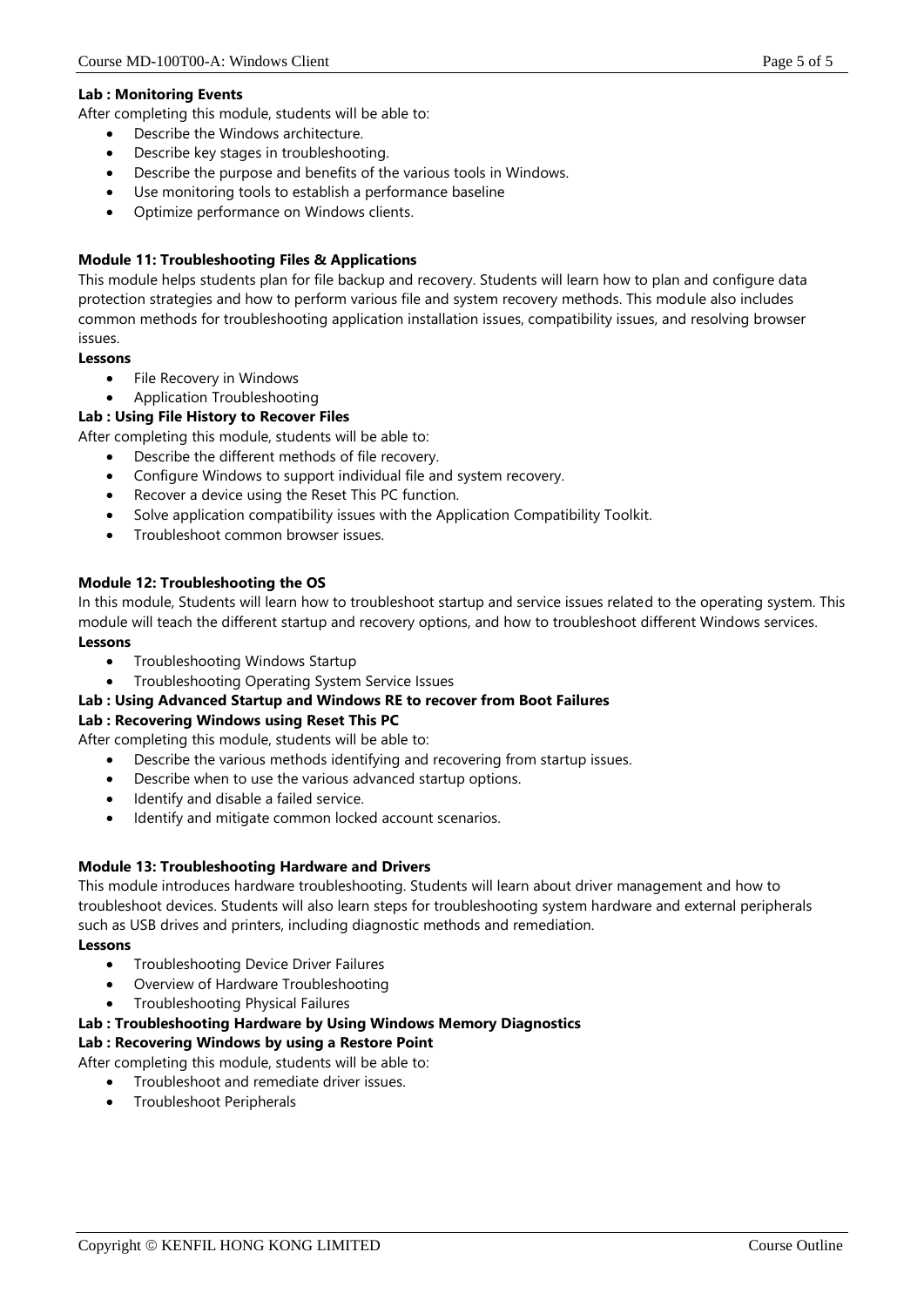**Lab : Monitoring Events**

After completing this module, students will be able to:

- Describe the Windows architecture.
- Describe key stages in troubleshooting.
- Describe the purpose and benefits of the various tools in Windows.
- Use monitoring tools to establish a performance baseline
- Optimize performance on Windows clients.

**Module 11: Troubleshooting Files & Applications**

This module helps students plan for file backup and recovery. Students will learn how to plan and configure data protection strategies and how to perform various file and system recovery methods. This module also includes common methods for troubleshooting application installation issues, compatibility issues, and resolving browser issues.

**Lessons**

- File Recovery in Windows
- Application Troubleshooting

**Lab : Using File History to Recover Files**

After completing this module, students will be able to:

- Describe the different methods of file recovery.
- Configure Windows to support individual file and system recovery.
- Recover a device using the Reset This PC function.
- Solve application compatibility issues with the Application Compatibility Toolkit.
- Troubleshoot common browser issues.

**Module 12: Troubleshooting the OS**

In this module, Students will learn how to troubleshoot startup and service issues related to the operating system. This module will teach the different startup and recovery options, and how to troubleshoot different Windows services.

**Lessons**

- Troubleshooting Windows Startup
- Troubleshooting Operating System Service Issues

**Lab : Using Advanced Startup and Windows RE to recover from Boot Failures**

**Lab : Recovering Windows using Reset This PC**

After completing this module, students will be able to:

- Describe the various methods identifying and recovering from startup issues.
- Describe when to use the various advanced startup options.
- Identify and disable a failed service.
- Identify and mitigate common locked account scenarios.

**Module 13: Troubleshooting Hardware and Drivers**

This module introduces hardware troubleshooting. Students will learn about driver management and how to troubleshoot devices. Students will also learn steps for troubleshooting system hardware and external peripherals such as USB drives and printers, including diagnostic methods and remediation.

**Lessons**

- Troubleshooting Device Driver Failures
- Overview of Hardware Troubleshooting
- Troubleshooting Physical Failures

**Lab : Troubleshooting Hardware by Using Windows Memory Diagnostics**

**Lab : Recovering Windows by using a Restore Point**

After completing this module, students will be able to:

- Troubleshoot and remediate driver issues.
- Troubleshoot Peripherals